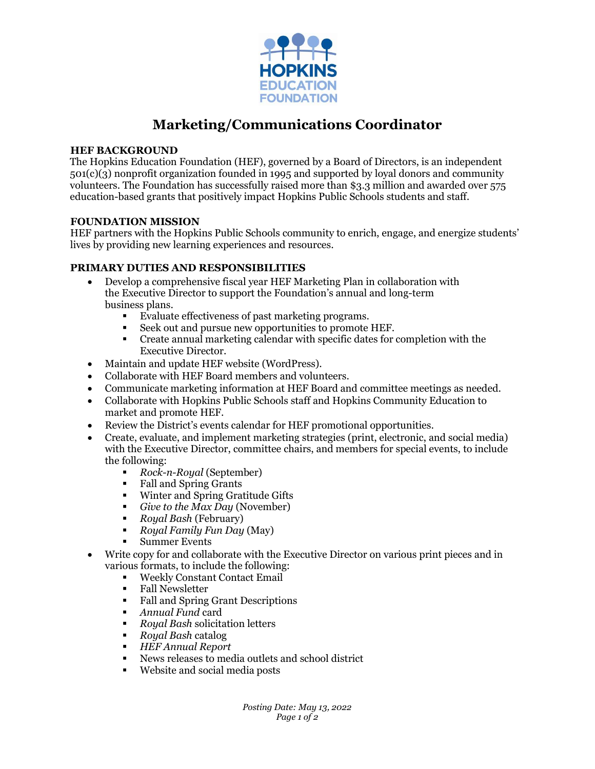HOPKINS EDUCATION FOUNDATION

# Marketing/Communications Coordinator

## HEF BACKGROUND

The Hopkins Education Foundation (HEF), governed by a Board of Directors, is an independent 501(c)(3) nonprofit organization founded in 1995 and supported by loyal donors and community volunteers. The Foundation has successfully raised more than $3.3 million and awarded over 575 education-based grants that positively impact Hopkins Public Schools students and staff.

## FOUNDATION MISSION

HEF partners with the Hopkins Public Schools community to enrich, engage, and energize students' lives by providing new learning experiences and resources.

## PRIMARY DUTIES AND RESPONSIBILITIES

- Develop a comprehensive fiscal year HEF Marketing Plan in collaboration with the Executive Director to support the Foundation's annual and long-term business plans.
  - Evaluate effectiveness of past marketing programs.
  - Seek out and pursue new opportunities to promote HEF.
  - Create annual marketing calendar with specific dates for completion with the Executive Director.
- Maintain and update HEF website (WordPress).
- Collaborate with HEF Board members and volunteers.
- Communicate marketing information at HEF Board and committee meetings as needed.
- Collaborate with Hopkins Public Schools staff and Hopkins Community Education to market and promote HEF.
- Review the District's events calendar for HEF promotional opportunities.
- Create, evaluate, and implement marketing strategies (print, electronic, and social media) with the Executive Director, committee chairs, and members for special events, to include the following:
  - *Rock-n-Royal* (September)
  - Fall and Spring Grants
  - Winter and Spring Gratitude Gifts
  - *Give to the Max Day* (November)
  - *Royal Bash* (February)
  - *Royal Family Fun Day* (May)
  - Summer Events
- Write copy for and collaborate with the Executive Director on various print pieces and in various formats, to include the following:
  - Weekly Constant Contact Email
  - Fall Newsletter
  - Fall and Spring Grant Descriptions
  - *Annual Fund* card
  - *Royal Bash* solicitation letters
  - *Royal Bash* catalog
  - *HEF Annual Report*
  - News releases to media outlets and school district
  - Website and social media posts

*Posting Date: May 13, 2022*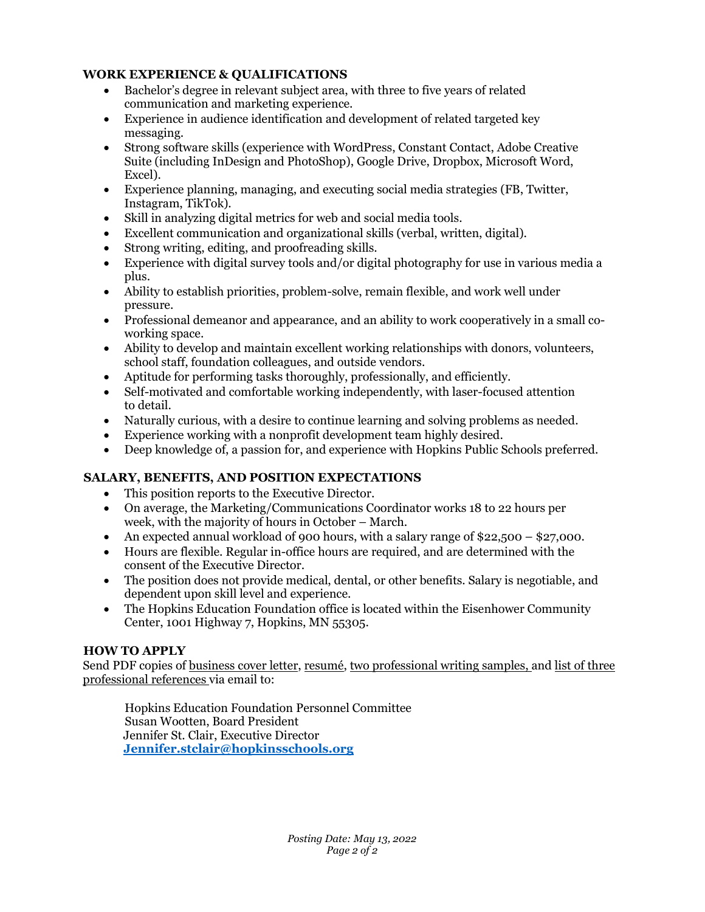## WORK EXPERIENCE & QUALIFICATIONS

- Bachelor's degree in relevant subject area, with three to five years of related communication and marketing experience.
- Experience in audience identification and development of related targeted key messaging.
- Strong software skills (experience with WordPress, Constant Contact, Adobe Creative Suite (including InDesign and PhotoShop), Google Drive, Dropbox, Microsoft Word, Excel).
- Experience planning, managing, and executing social media strategies (FB, Twitter, Instagram, TikTok).
- Skill in analyzing digital metrics for web and social media tools.
- Excellent communication and organizational skills (verbal, written, digital).
- Strong writing, editing, and proofreading skills.
- Experience with digital survey tools and/or digital photography for use in various media a plus.
- Ability to establish priorities, problem-solve, remain flexible, and work well under pressure.
- Professional demeanor and appearance, and an ability to work cooperatively in a small co-working space.
- Ability to develop and maintain excellent working relationships with donors, volunteers, school staff, foundation colleagues, and outside vendors.
- Aptitude for performing tasks thoroughly, professionally, and efficiently.
- Self-motivated and comfortable working independently, with laser-focused attention to detail.
- Naturally curious, with a desire to continue learning and solving problems as needed.
- Experience working with a nonprofit development team highly desired.
- Deep knowledge of, a passion for, and experience with Hopkins Public Schools preferred.

## SALARY, BENEFITS, AND POSITION EXPECTATIONS

- This position reports to the Executive Director.
- On average, the Marketing/Communications Coordinator works 18 to 22 hours per week, with the majority of hours in October – March.
- An expected annual workload of 900 hours, with a salary range of $22,500 – $27,000.
- Hours are flexible. Regular in-office hours are required, and are determined with the consent of the Executive Director.
- The position does not provide medical, dental, or other benefits. Salary is negotiable, and dependent upon skill level and experience.
- The Hopkins Education Foundation office is located within the Eisenhower Community Center, 1001 Highway 7, Hopkins, MN 55305.

## HOW TO APPLY

Send PDF copies of business cover letter, resumé, two professional writing samples, and list of three professional references via email to:

Hopkins Education Foundation Personnel Committee
Susan Wootten, Board President
Jennifer St. Clair, Executive Director
**Jennifer.stclair@hopkinsschools.org**

*Posting Date: May 13, 2022*